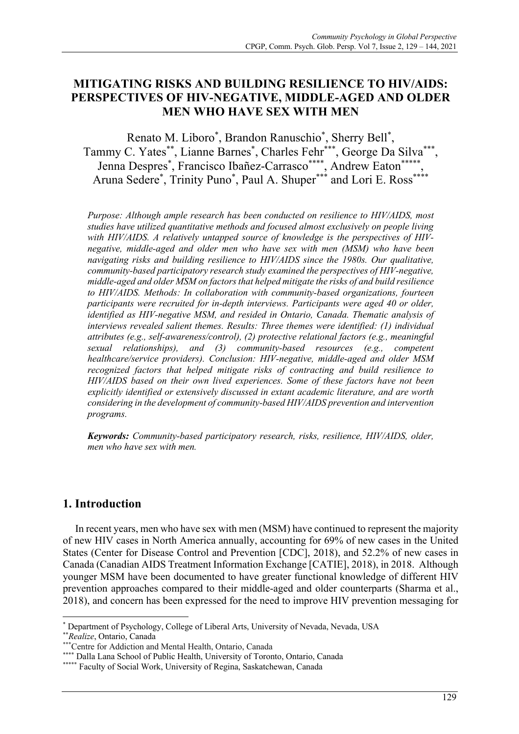# MITIGATING RISKS AND BUILDING RESILIENCE TO HIV/AIDS: PERSPECTIVES OF HIV-NEGATIVE, MIDDLE-AGED AND OLDER MEN WHO HAVE SEX WITH MEN

Renato M. Liboro[*], Brandon Ranuschio[*], Sherry Bell[*], Tammy C. Yates[**], Lianne Barnes[*], Charles Fehr[***], George Da Silva[***], Jenna Despres[*], Francisco Ibañez-Carrasco[****], Andrew Eaton[*****], Aruna Sedere[*], Trinity Puno[*], Paul A. Shuper[***] and Lori E. Ross[****]

*Purpose: Although ample research has been conducted on resilience to HIV/AIDS, most studies have utilized quantitative methods and focused almost exclusively on people living with HIV/AIDS. A relatively untapped source of knowledge is the perspectives of HIV-negative, middle-aged and older men who have sex with men (MSM) who have been navigating risks and building resilience to HIV/AIDS since the 1980s. Our qualitative, community-based participatory research study examined the perspectives of HIV-negative, middle-aged and older MSM on factors that helped mitigate the risks of and build resilience to HIV/AIDS. Methods: In collaboration with community-based organizations, fourteen participants were recruited for in-depth interviews. Participants were aged 40 or older, identified as HIV-negative MSM, and resided in Ontario, Canada. Thematic analysis of interviews revealed salient themes. Results: Three themes were identified: (1) individual attributes (e.g., self-awareness/control), (2) protective relational factors (e.g., meaningful sexual relationships), and (3) community-based resources (e.g., competent healthcare/service providers). Conclusion: HIV-negative, middle-aged and older MSM recognized factors that helped mitigate risks of contracting and build resilience to HIV/AIDS based on their own lived experiences. Some of these factors have not been explicitly identified or extensively discussed in extant academic literature, and are worth considering in the development of community-based HIV/AIDS prevention and intervention programs.*

***Keywords:*** *Community-based participatory research, risks, resilience, HIV/AIDS, older, men who have sex with men.*

## 1. Introduction

In recent years, men who have sex with men (MSM) have continued to represent the majority of new HIV cases in North America annually, accounting for 69% of new cases in the United States (Center for Disease Control and Prevention [CDC], 2018), and 52.2% of new cases in Canada (Canadian AIDS Treatment Information Exchange [CATIE], 2018), in 2018. Although younger MSM have been documented to have greater functional knowledge of different HIV prevention approaches compared to their middle-aged and older counterparts (Sharma et al., 2018), and concern has been expressed for the need to improve HIV prevention messaging for

---

[*] Department of Psychology, College of Liberal Arts, University of Nevada, Nevada, USA

[**] *Realize*, Ontario, Canada

[***] Centre for Addiction and Mental Health, Ontario, Canada

[****] Dalla Lana School of Public Health, University of Toronto, Ontario, Canada

[*****] Faculty of Social Work, University of Regina, Saskatchewan, Canada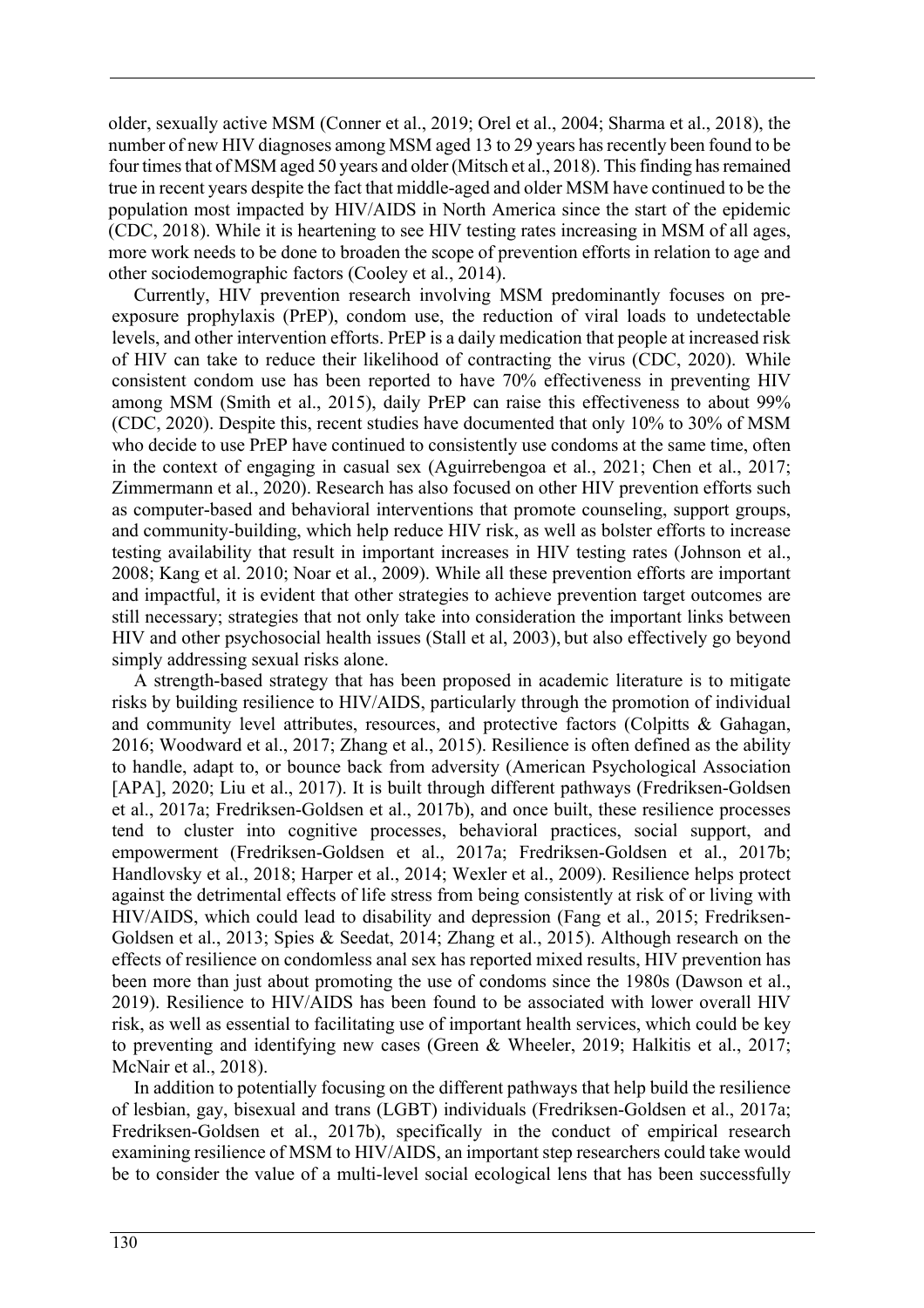older, sexually active MSM (Conner et al., 2019; Orel et al., 2004; Sharma et al., 2018), the number of new HIV diagnoses among MSM aged 13 to 29 years has recently been found to be four times that of MSM aged 50 years and older (Mitsch et al., 2018). This finding has remained true in recent years despite the fact that middle-aged and older MSM have continued to be the population most impacted by HIV/AIDS in North America since the start of the epidemic (CDC, 2018). While it is heartening to see HIV testing rates increasing in MSM of all ages, more work needs to be done to broaden the scope of prevention efforts in relation to age and other sociodemographic factors (Cooley et al., 2014).

Currently, HIV prevention research involving MSM predominantly focuses on pre-exposure prophylaxis (PrEP), condom use, the reduction of viral loads to undetectable levels, and other intervention efforts. PrEP is a daily medication that people at increased risk of HIV can take to reduce their likelihood of contracting the virus (CDC, 2020). While consistent condom use has been reported to have 70% effectiveness in preventing HIV among MSM (Smith et al., 2015), daily PrEP can raise this effectiveness to about 99% (CDC, 2020). Despite this, recent studies have documented that only 10% to 30% of MSM who decide to use PrEP have continued to consistently use condoms at the same time, often in the context of engaging in casual sex (Aguirrebengoa et al., 2021; Chen et al., 2017; Zimmermann et al., 2020). Research has also focused on other HIV prevention efforts such as computer-based and behavioral interventions that promote counseling, support groups, and community-building, which help reduce HIV risk, as well as bolster efforts to increase testing availability that result in important increases in HIV testing rates (Johnson et al., 2008; Kang et al. 2010; Noar et al., 2009). While all these prevention efforts are important and impactful, it is evident that other strategies to achieve prevention target outcomes are still necessary; strategies that not only take into consideration the important links between HIV and other psychosocial health issues (Stall et al, 2003), but also effectively go beyond simply addressing sexual risks alone.

A strength-based strategy that has been proposed in academic literature is to mitigate risks by building resilience to HIV/AIDS, particularly through the promotion of individual and community level attributes, resources, and protective factors (Colpitts & Gahagan, 2016; Woodward et al., 2017; Zhang et al., 2015). Resilience is often defined as the ability to handle, adapt to, or bounce back from adversity (American Psychological Association [APA], 2020; Liu et al., 2017). It is built through different pathways (Fredriksen-Goldsen et al., 2017a; Fredriksen-Goldsen et al., 2017b), and once built, these resilience processes tend to cluster into cognitive processes, behavioral practices, social support, and empowerment (Fredriksen-Goldsen et al., 2017a; Fredriksen-Goldsen et al., 2017b; Handlovsky et al., 2018; Harper et al., 2014; Wexler et al., 2009). Resilience helps protect against the detrimental effects of life stress from being consistently at risk of or living with HIV/AIDS, which could lead to disability and depression (Fang et al., 2015; Fredriksen-Goldsen et al., 2013; Spies & Seedat, 2014; Zhang et al., 2015). Although research on the effects of resilience on condomless anal sex has reported mixed results, HIV prevention has been more than just about promoting the use of condoms since the 1980s (Dawson et al., 2019). Resilience to HIV/AIDS has been found to be associated with lower overall HIV risk, as well as essential to facilitating use of important health services, which could be key to preventing and identifying new cases (Green & Wheeler, 2019; Halkitis et al., 2017; McNair et al., 2018).

In addition to potentially focusing on the different pathways that help build the resilience of lesbian, gay, bisexual and trans (LGBT) individuals (Fredriksen-Goldsen et al., 2017a; Fredriksen-Goldsen et al., 2017b), specifically in the conduct of empirical research examining resilience of MSM to HIV/AIDS, an important step researchers could take would be to consider the value of a multi-level social ecological lens that has been successfully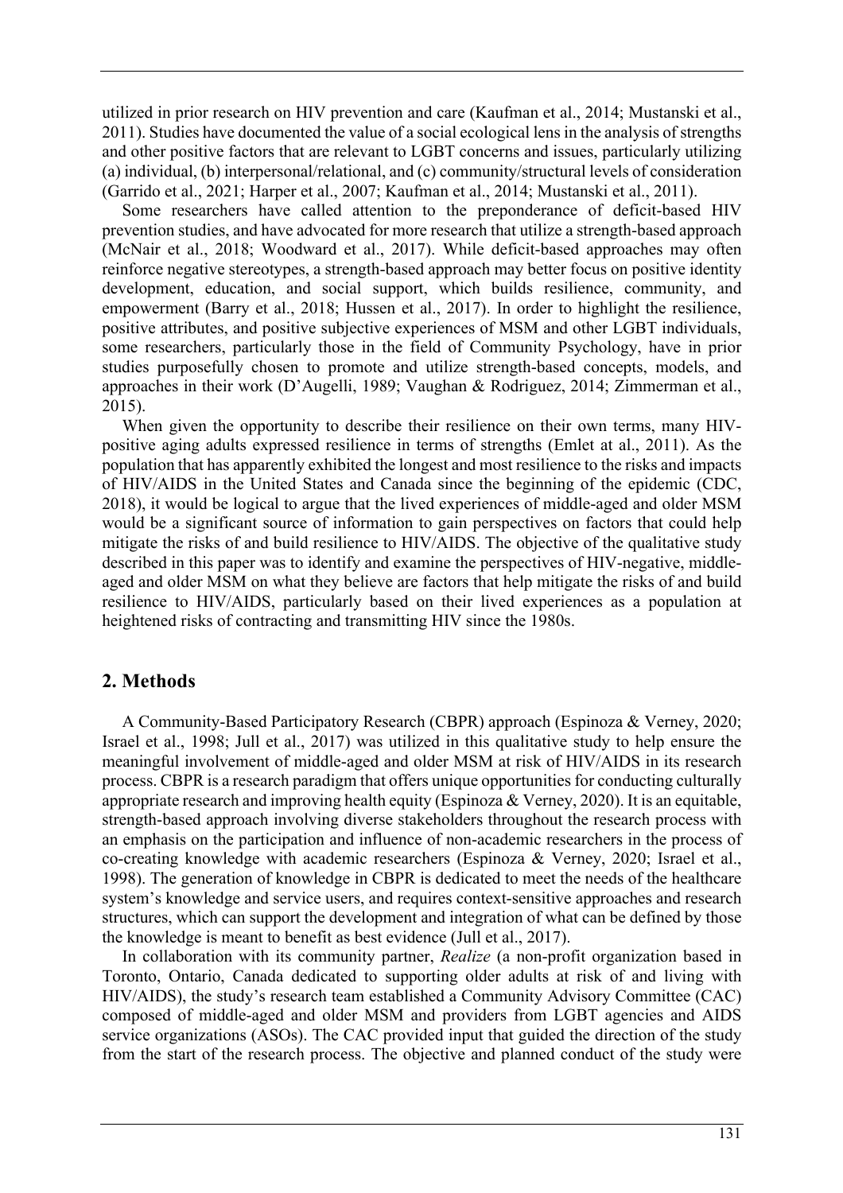utilized in prior research on HIV prevention and care (Kaufman et al., 2014; Mustanski et al., 2011). Studies have documented the value of a social ecological lens in the analysis of strengths and other positive factors that are relevant to LGBT concerns and issues, particularly utilizing (a) individual, (b) interpersonal/relational, and (c) community/structural levels of consideration (Garrido et al., 2021; Harper et al., 2007; Kaufman et al., 2014; Mustanski et al., 2011).

Some researchers have called attention to the preponderance of deficit-based HIV prevention studies, and have advocated for more research that utilize a strength-based approach (McNair et al., 2018; Woodward et al., 2017). While deficit-based approaches may often reinforce negative stereotypes, a strength-based approach may better focus on positive identity development, education, and social support, which builds resilience, community, and empowerment (Barry et al., 2018; Hussen et al., 2017). In order to highlight the resilience, positive attributes, and positive subjective experiences of MSM and other LGBT individuals, some researchers, particularly those in the field of Community Psychology, have in prior studies purposefully chosen to promote and utilize strength-based concepts, models, and approaches in their work (D'Augelli, 1989; Vaughan & Rodriguez, 2014; Zimmerman et al., 2015).

When given the opportunity to describe their resilience on their own terms, many HIV-positive aging adults expressed resilience in terms of strengths (Emlet at al., 2011). As the population that has apparently exhibited the longest and most resilience to the risks and impacts of HIV/AIDS in the United States and Canada since the beginning of the epidemic (CDC, 2018), it would be logical to argue that the lived experiences of middle-aged and older MSM would be a significant source of information to gain perspectives on factors that could help mitigate the risks of and build resilience to HIV/AIDS. The objective of the qualitative study described in this paper was to identify and examine the perspectives of HIV-negative, middle-aged and older MSM on what they believe are factors that help mitigate the risks of and build resilience to HIV/AIDS, particularly based on their lived experiences as a population at heightened risks of contracting and transmitting HIV since the 1980s.

## 2. Methods

A Community-Based Participatory Research (CBPR) approach (Espinoza & Verney, 2020; Israel et al., 1998; Jull et al., 2017) was utilized in this qualitative study to help ensure the meaningful involvement of middle-aged and older MSM at risk of HIV/AIDS in its research process. CBPR is a research paradigm that offers unique opportunities for conducting culturally appropriate research and improving health equity (Espinoza & Verney, 2020). It is an equitable, strength-based approach involving diverse stakeholders throughout the research process with an emphasis on the participation and influence of non-academic researchers in the process of co-creating knowledge with academic researchers (Espinoza & Verney, 2020; Israel et al., 1998). The generation of knowledge in CBPR is dedicated to meet the needs of the healthcare system's knowledge and service users, and requires context-sensitive approaches and research structures, which can support the development and integration of what can be defined by those the knowledge is meant to benefit as best evidence (Jull et al., 2017).

In collaboration with its community partner, *Realize* (a non-profit organization based in Toronto, Ontario, Canada dedicated to supporting older adults at risk of and living with HIV/AIDS), the study's research team established a Community Advisory Committee (CAC) composed of middle-aged and older MSM and providers from LGBT agencies and AIDS service organizations (ASOs). The CAC provided input that guided the direction of the study from the start of the research process. The objective and planned conduct of the study were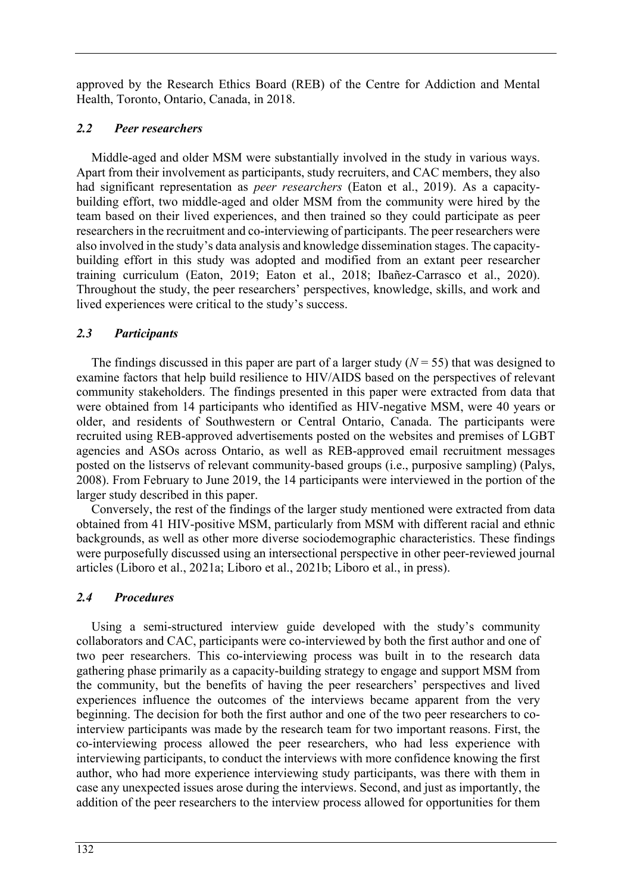approved by the Research Ethics Board (REB) of the Centre for Addiction and Mental Health, Toronto, Ontario, Canada, in 2018.

### *2.2 Peer researchers*

Middle-aged and older MSM were substantially involved in the study in various ways. Apart from their involvement as participants, study recruiters, and CAC members, they also had significant representation as *peer researchers* (Eaton et al., 2019). As a capacity-building effort, two middle-aged and older MSM from the community were hired by the team based on their lived experiences, and then trained so they could participate as peer researchers in the recruitment and co-interviewing of participants. The peer researchers were also involved in the study's data analysis and knowledge dissemination stages. The capacity-building effort in this study was adopted and modified from an extant peer researcher training curriculum (Eaton, 2019; Eaton et al., 2018; Ibañez-Carrasco et al., 2020). Throughout the study, the peer researchers' perspectives, knowledge, skills, and work and lived experiences were critical to the study's success.

### *2.3 Participants*

The findings discussed in this paper are part of a larger study ($N = 55$) that was designed to examine factors that help build resilience to HIV/AIDS based on the perspectives of relevant community stakeholders. The findings presented in this paper were extracted from data that were obtained from 14 participants who identified as HIV-negative MSM, were 40 years or older, and residents of Southwestern or Central Ontario, Canada. The participants were recruited using REB-approved advertisements posted on the websites and premises of LGBT agencies and ASOs across Ontario, as well as REB-approved email recruitment messages posted on the listservs of relevant community-based groups (i.e., purposive sampling) (Palys, 2008). From February to June 2019, the 14 participants were interviewed in the portion of the larger study described in this paper.

Conversely, the rest of the findings of the larger study mentioned were extracted from data obtained from 41 HIV-positive MSM, particularly from MSM with different racial and ethnic backgrounds, as well as other more diverse sociodemographic characteristics. These findings were purposefully discussed using an intersectional perspective in other peer-reviewed journal articles (Liboro et al., 2021a; Liboro et al., 2021b; Liboro et al., in press).

### *2.4 Procedures*

Using a semi-structured interview guide developed with the study's community collaborators and CAC, participants were co-interviewed by both the first author and one of two peer researchers. This co-interviewing process was built in to the research data gathering phase primarily as a capacity-building strategy to engage and support MSM from the community, but the benefits of having the peer researchers' perspectives and lived experiences influence the outcomes of the interviews became apparent from the very beginning. The decision for both the first author and one of the two peer researchers to co-interview participants was made by the research team for two important reasons. First, the co-interviewing process allowed the peer researchers, who had less experience with interviewing participants, to conduct the interviews with more confidence knowing the first author, who had more experience interviewing study participants, was there with them in case any unexpected issues arose during the interviews. Second, and just as importantly, the addition of the peer researchers to the interview process allowed for opportunities for them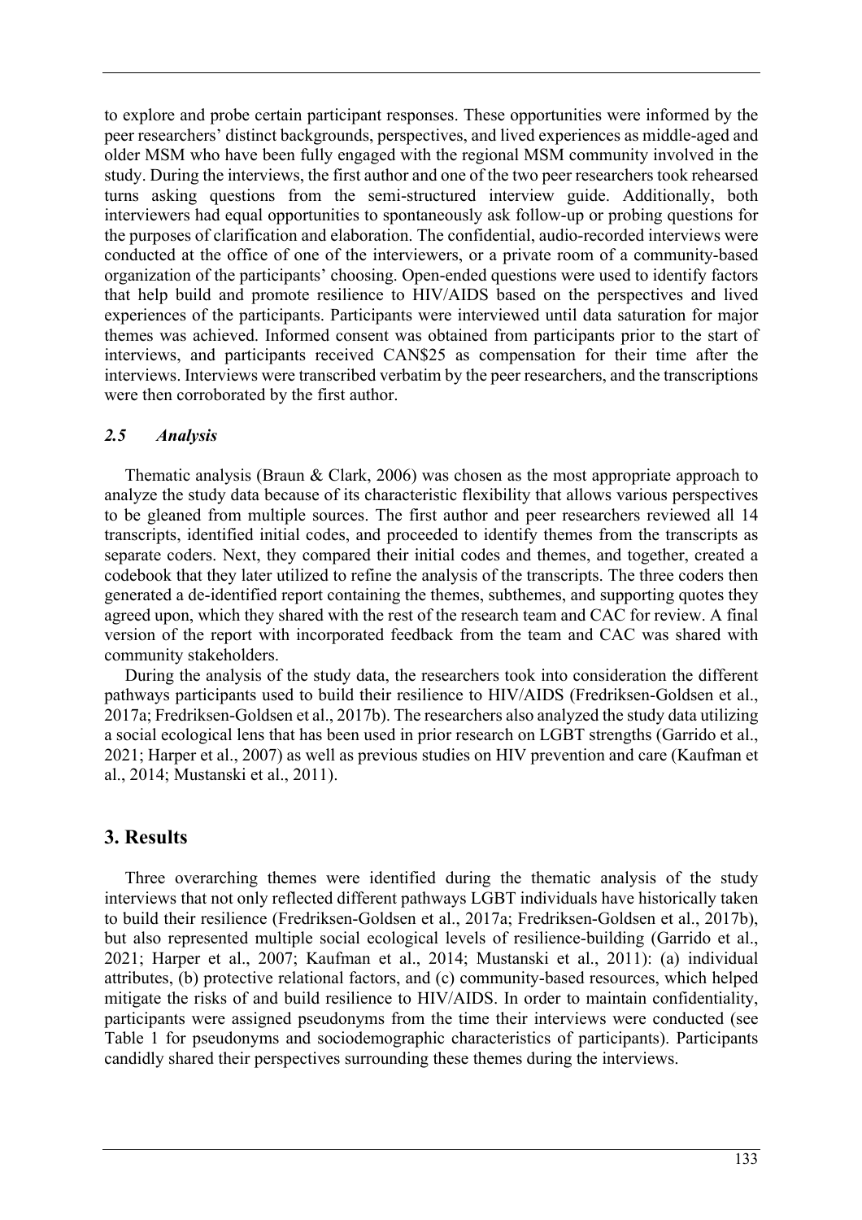to explore and probe certain participant responses. These opportunities were informed by the peer researchers' distinct backgrounds, perspectives, and lived experiences as middle-aged and older MSM who have been fully engaged with the regional MSM community involved in the study. During the interviews, the first author and one of the two peer researchers took rehearsed turns asking questions from the semi-structured interview guide. Additionally, both interviewers had equal opportunities to spontaneously ask follow-up or probing questions for the purposes of clarification and elaboration. The confidential, audio-recorded interviews were conducted at the office of one of the interviewers, or a private room of a community-based organization of the participants' choosing. Open-ended questions were used to identify factors that help build and promote resilience to HIV/AIDS based on the perspectives and lived experiences of the participants. Participants were interviewed until data saturation for major themes was achieved. Informed consent was obtained from participants prior to the start of interviews, and participants received CAN$25 as compensation for their time after the interviews. Interviews were transcribed verbatim by the peer researchers, and the transcriptions were then corroborated by the first author.

### *2.5 Analysis*

Thematic analysis (Braun & Clark, 2006) was chosen as the most appropriate approach to analyze the study data because of its characteristic flexibility that allows various perspectives to be gleaned from multiple sources. The first author and peer researchers reviewed all 14 transcripts, identified initial codes, and proceeded to identify themes from the transcripts as separate coders. Next, they compared their initial codes and themes, and together, created a codebook that they later utilized to refine the analysis of the transcripts. The three coders then generated a de-identified report containing the themes, subthemes, and supporting quotes they agreed upon, which they shared with the rest of the research team and CAC for review. A final version of the report with incorporated feedback from the team and CAC was shared with community stakeholders.

During the analysis of the study data, the researchers took into consideration the different pathways participants used to build their resilience to HIV/AIDS (Fredriksen-Goldsen et al., 2017a; Fredriksen-Goldsen et al., 2017b). The researchers also analyzed the study data utilizing a social ecological lens that has been used in prior research on LGBT strengths (Garrido et al., 2021; Harper et al., 2007) as well as previous studies on HIV prevention and care (Kaufman et al., 2014; Mustanski et al., 2011).

## 3. Results

Three overarching themes were identified during the thematic analysis of the study interviews that not only reflected different pathways LGBT individuals have historically taken to build their resilience (Fredriksen-Goldsen et al., 2017a; Fredriksen-Goldsen et al., 2017b), but also represented multiple social ecological levels of resilience-building (Garrido et al., 2021; Harper et al., 2007; Kaufman et al., 2014; Mustanski et al., 2011): (a) individual attributes, (b) protective relational factors, and (c) community-based resources, which helped mitigate the risks of and build resilience to HIV/AIDS. In order to maintain confidentiality, participants were assigned pseudonyms from the time their interviews were conducted (see Table 1 for pseudonyms and sociodemographic characteristics of participants). Participants candidly shared their perspectives surrounding these themes during the interviews.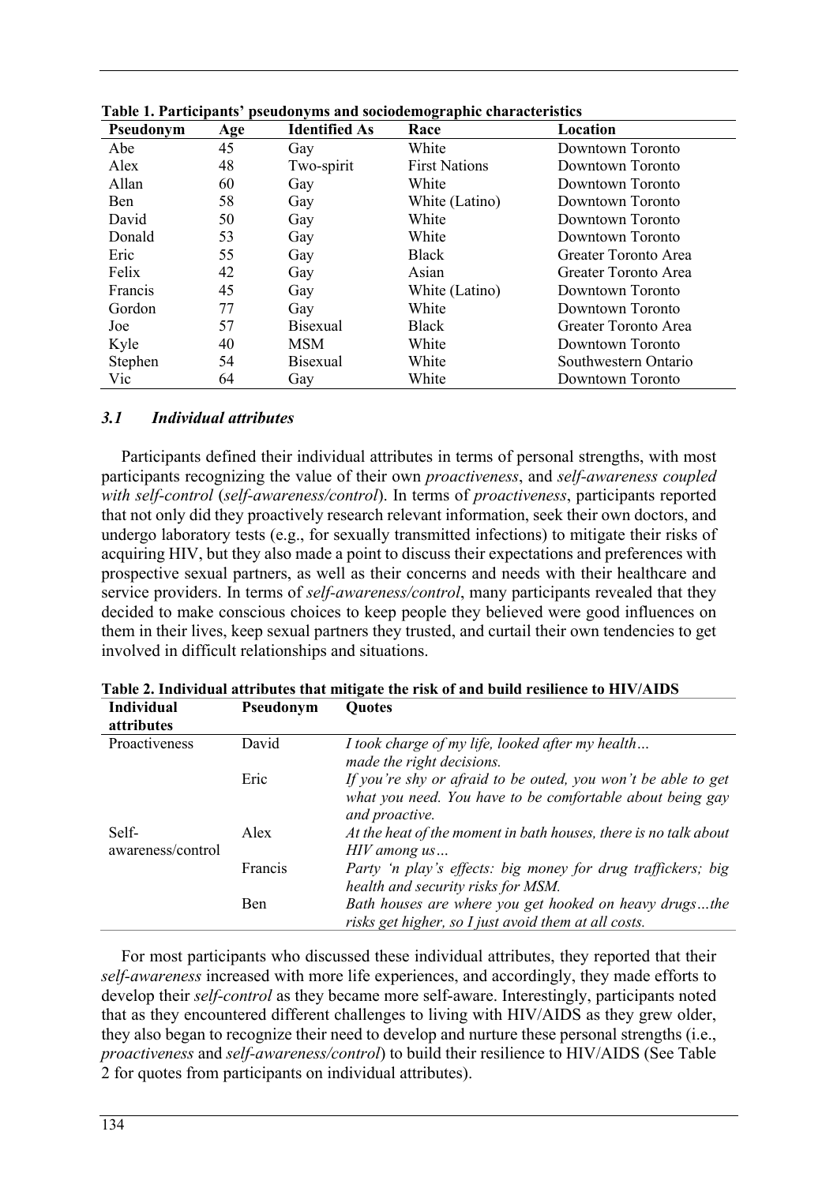**Table 1. Participants' pseudonyms and sociodemographic characteristics**

| Pseudonym | Age | Identified As | Race | Location |
|---|---|---|---|---|
| Abe | 45 | Gay | White | Downtown Toronto |
| Alex | 48 | Two-spirit | First Nations | Downtown Toronto |
| Allan | 60 | Gay | White | Downtown Toronto |
| Ben | 58 | Gay | White (Latino) | Downtown Toronto |
| David | 50 | Gay | White | Downtown Toronto |
| Donald | 53 | Gay | White | Downtown Toronto |
| Eric | 55 | Gay | Black | Greater Toronto Area |
| Felix | 42 | Gay | Asian | Greater Toronto Area |
| Francis | 45 | Gay | White (Latino) | Downtown Toronto |
| Gordon | 77 | Gay | White | Downtown Toronto |
| Joe | 57 | Bisexual | Black | Greater Toronto Area |
| Kyle | 40 | MSM | White | Downtown Toronto |
| Stephen | 54 | Bisexual | White | Southwestern Ontario |
| Vic | 64 | Gay | White | Downtown Toronto |

### *3.1 Individual attributes*

Participants defined their individual attributes in terms of personal strengths, with most participants recognizing the value of their own *proactiveness*, and *self-awareness coupled with self-control* (*self-awareness/control*). In terms of *proactiveness*, participants reported that not only did they proactively research relevant information, seek their own doctors, and undergo laboratory tests (e.g., for sexually transmitted infections) to mitigate their risks of acquiring HIV, but they also made a point to discuss their expectations and preferences with prospective sexual partners, as well as their concerns and needs with their healthcare and service providers. In terms of *self-awareness/control*, many participants revealed that they decided to make conscious choices to keep people they believed were good influences on them in their lives, keep sexual partners they trusted, and curtail their own tendencies to get involved in difficult relationships and situations.

**Table 2. Individual attributes that mitigate the risk of and build resilience to HIV/AIDS**

| Individual attributes | Pseudonym | Quotes |
|---|---|---|
| Proactiveness | David | *I took charge of my life, looked after my health… made the right decisions.* |
| | Eric | *If you're shy or afraid to be outed, you won't be able to get what you need. You have to be comfortable about being gay and proactive.* |
| Self-awareness/control | Alex | *At the heat of the moment in bath houses, there is no talk about HIV among us…* |
| | Francis | *Party 'n play's effects: big money for drug traffickers; big health and security risks for MSM.* |
| | Ben | *Bath houses are where you get hooked on heavy drugs…the risks get higher, so I just avoid them at all costs.* |

For most participants who discussed these individual attributes, they reported that their *self-awareness* increased with more life experiences, and accordingly, they made efforts to develop their *self-control* as they became more self-aware. Interestingly, participants noted that as they encountered different challenges to living with HIV/AIDS as they grew older, they also began to recognize their need to develop and nurture these personal strengths (i.e., *proactiveness* and *self-awareness/control*) to build their resilience to HIV/AIDS (See Table 2 for quotes from participants on individual attributes).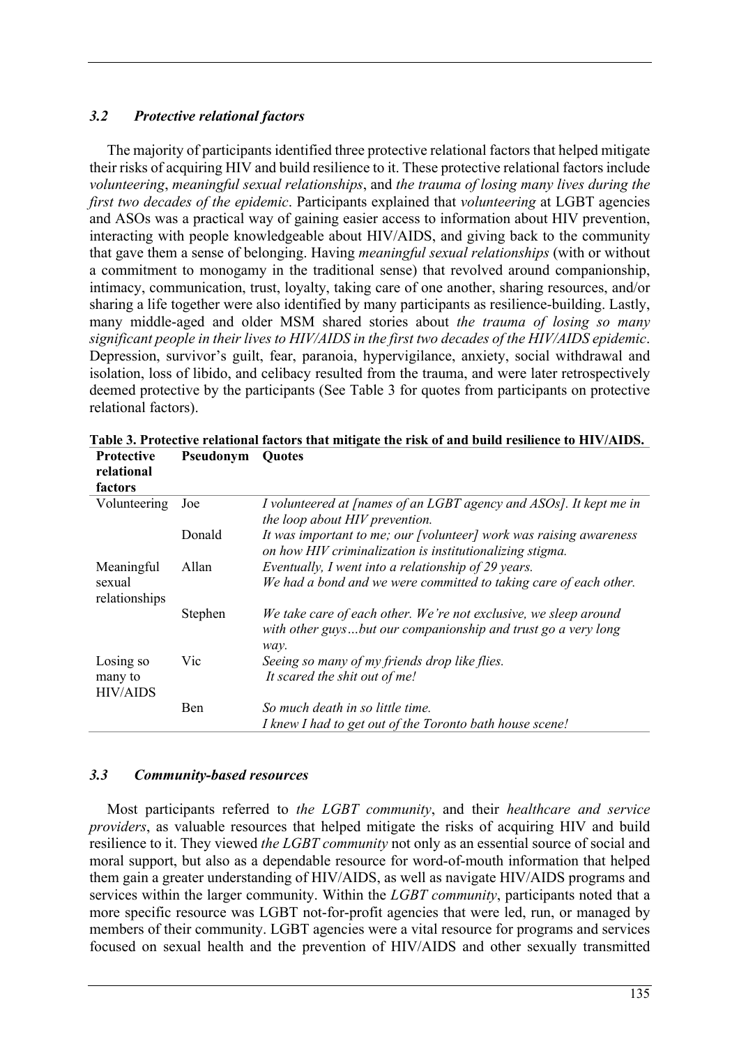### *3.2 Protective relational factors*

The majority of participants identified three protective relational factors that helped mitigate their risks of acquiring HIV and build resilience to it. These protective relational factors include *volunteering*, *meaningful sexual relationships*, and *the trauma of losing many lives during the first two decades of the epidemic*. Participants explained that *volunteering* at LGBT agencies and ASOs was a practical way of gaining easier access to information about HIV prevention, interacting with people knowledgeable about HIV/AIDS, and giving back to the community that gave them a sense of belonging. Having *meaningful sexual relationships* (with or without a commitment to monogamy in the traditional sense) that revolved around companionship, intimacy, communication, trust, loyalty, taking care of one another, sharing resources, and/or sharing a life together were also identified by many participants as resilience-building. Lastly, many middle-aged and older MSM shared stories about *the trauma of losing so many significant people in their lives to HIV/AIDS in the first two decades of the HIV/AIDS epidemic*. Depression, survivor's guilt, fear, paranoia, hypervigilance, anxiety, social withdrawal and isolation, loss of libido, and celibacy resulted from the trauma, and were later retrospectively deemed protective by the participants (See Table 3 for quotes from participants on protective relational factors).

**Table 3. Protective relational factors that mitigate the risk of and build resilience to HIV/AIDS.**

| Protective relational factors | Pseudonym | Quotes |
|---|---|---|
| Volunteering | Joe | *I volunteered at [names of an LGBT agency and ASOs]. It kept me in the loop about HIV prevention.* |
| | Donald | *It was important to me; our [volunteer] work was raising awareness on how HIV criminalization is institutionalizing stigma.* |
| Meaningful sexual relationships | Allan | *Eventually, I went into a relationship of 29 years. We had a bond and we were committed to taking care of each other.* |
| | Stephen | *We take care of each other. We're not exclusive, we sleep around with other guys…but our companionship and trust go a very long way.* |
| Losing so many to HIV/AIDS | Vic | *Seeing so many of my friends drop like flies. It scared the shit out of me!* |
| | Ben | *So much death in so little time. I knew I had to get out of the Toronto bath house scene!* |

### *3.3 Community-based resources*

Most participants referred to *the LGBT community*, and their *healthcare and service providers*, as valuable resources that helped mitigate the risks of acquiring HIV and build resilience to it. They viewed *the LGBT community* not only as an essential source of social and moral support, but also as a dependable resource for word-of-mouth information that helped them gain a greater understanding of HIV/AIDS, as well as navigate HIV/AIDS programs and services within the larger community. Within the *LGBT community*, participants noted that a more specific resource was LGBT not-for-profit agencies that were led, run, or managed by members of their community. LGBT agencies were a vital resource for programs and services focused on sexual health and the prevention of HIV/AIDS and other sexually transmitted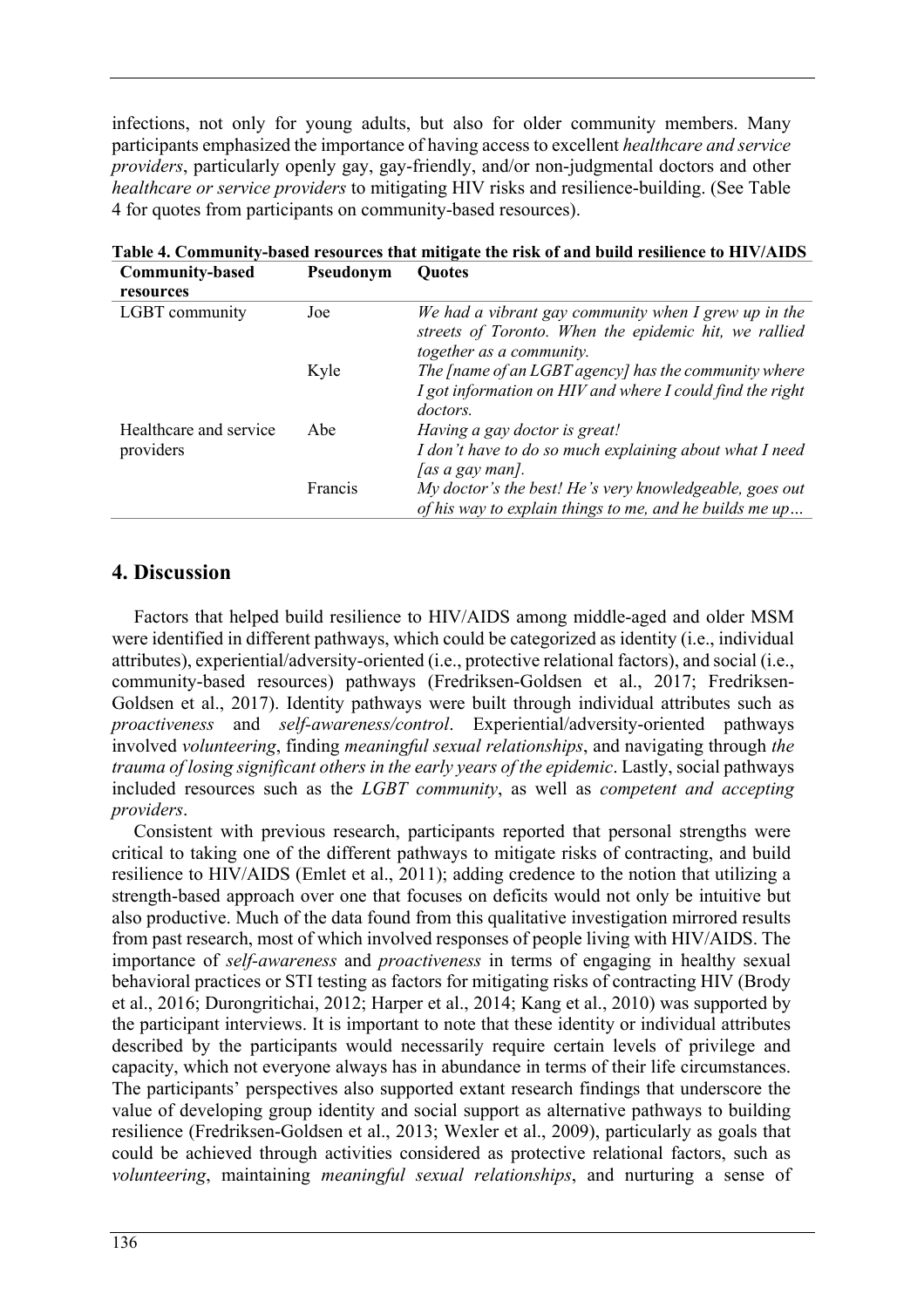infections, not only for young adults, but also for older community members. Many participants emphasized the importance of having access to excellent *healthcare and service providers*, particularly openly gay, gay-friendly, and/or non-judgmental doctors and other *healthcare or service providers* to mitigating HIV risks and resilience-building. (See Table 4 for quotes from participants on community-based resources).

**Table 4. Community-based resources that mitigate the risk of and build resilience to HIV/AIDS**

| Community-based resources | Pseudonym | Quotes |
|---|---|---|
| LGBT community | Joe | *We had a vibrant gay community when I grew up in the streets of Toronto. When the epidemic hit, we rallied together as a community.* |
| | Kyle | *The [name of an LGBT agency] has the community where I got information on HIV and where I could find the right doctors.* |
| Healthcare and service providers | Abe | *Having a gay doctor is great! I don't have to do so much explaining about what I need [as a gay man].* |
| | Francis | *My doctor's the best! He's very knowledgeable, goes out of his way to explain things to me, and he builds me up…* |

## 4. Discussion

Factors that helped build resilience to HIV/AIDS among middle-aged and older MSM were identified in different pathways, which could be categorized as identity (i.e., individual attributes), experiential/adversity-oriented (i.e., protective relational factors), and social (i.e., community-based resources) pathways (Fredriksen-Goldsen et al., 2017; Fredriksen-Goldsen et al., 2017). Identity pathways were built through individual attributes such as *proactiveness* and *self-awareness/control*. Experiential/adversity-oriented pathways involved *volunteering*, finding *meaningful sexual relationships*, and navigating through *the trauma of losing significant others in the early years of the epidemic*. Lastly, social pathways included resources such as the *LGBT community*, as well as *competent and accepting providers*.

Consistent with previous research, participants reported that personal strengths were critical to taking one of the different pathways to mitigate risks of contracting, and build resilience to HIV/AIDS (Emlet et al., 2011); adding credence to the notion that utilizing a strength-based approach over one that focuses on deficits would not only be intuitive but also productive. Much of the data found from this qualitative investigation mirrored results from past research, most of which involved responses of people living with HIV/AIDS. The importance of *self-awareness* and *proactiveness* in terms of engaging in healthy sexual behavioral practices or STI testing as factors for mitigating risks of contracting HIV (Brody et al., 2016; Durongritichai, 2012; Harper et al., 2014; Kang et al., 2010) was supported by the participant interviews. It is important to note that these identity or individual attributes described by the participants would necessarily require certain levels of privilege and capacity, which not everyone always has in abundance in terms of their life circumstances. The participants' perspectives also supported extant research findings that underscore the value of developing group identity and social support as alternative pathways to building resilience (Fredriksen-Goldsen et al., 2013; Wexler et al., 2009), particularly as goals that could be achieved through activities considered as protective relational factors, such as *volunteering*, maintaining *meaningful sexual relationships*, and nurturing a sense of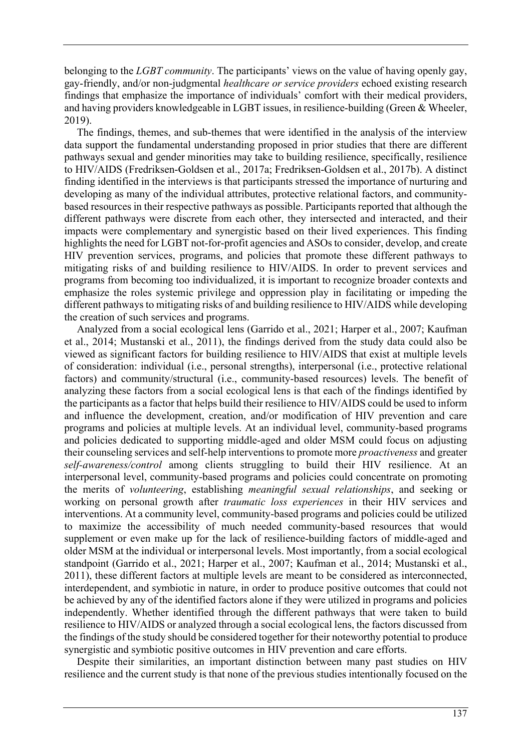belonging to the *LGBT community*. The participants' views on the value of having openly gay, gay-friendly, and/or non-judgmental *healthcare or service providers* echoed existing research findings that emphasize the importance of individuals' comfort with their medical providers, and having providers knowledgeable in LGBT issues, in resilience-building (Green & Wheeler, 2019).

The findings, themes, and sub-themes that were identified in the analysis of the interview data support the fundamental understanding proposed in prior studies that there are different pathways sexual and gender minorities may take to building resilience, specifically, resilience to HIV/AIDS (Fredriksen-Goldsen et al., 2017a; Fredriksen-Goldsen et al., 2017b). A distinct finding identified in the interviews is that participants stressed the importance of nurturing and developing as many of the individual attributes, protective relational factors, and community-based resources in their respective pathways as possible. Participants reported that although the different pathways were discrete from each other, they intersected and interacted, and their impacts were complementary and synergistic based on their lived experiences. This finding highlights the need for LGBT not-for-profit agencies and ASOs to consider, develop, and create HIV prevention services, programs, and policies that promote these different pathways to mitigating risks of and building resilience to HIV/AIDS. In order to prevent services and programs from becoming too individualized, it is important to recognize broader contexts and emphasize the roles systemic privilege and oppression play in facilitating or impeding the different pathways to mitigating risks of and building resilience to HIV/AIDS while developing the creation of such services and programs.

Analyzed from a social ecological lens (Garrido et al., 2021; Harper et al., 2007; Kaufman et al., 2014; Mustanski et al., 2011), the findings derived from the study data could also be viewed as significant factors for building resilience to HIV/AIDS that exist at multiple levels of consideration: individual (i.e., personal strengths), interpersonal (i.e., protective relational factors) and community/structural (i.e., community-based resources) levels. The benefit of analyzing these factors from a social ecological lens is that each of the findings identified by the participants as a factor that helps build their resilience to HIV/AIDS could be used to inform and influence the development, creation, and/or modification of HIV prevention and care programs and policies at multiple levels. At an individual level, community-based programs and policies dedicated to supporting middle-aged and older MSM could focus on adjusting their counseling services and self-help interventions to promote more *proactiveness* and greater *self-awareness/control* among clients struggling to build their HIV resilience. At an interpersonal level, community-based programs and policies could concentrate on promoting the merits of *volunteering*, establishing *meaningful sexual relationships*, and seeking or working on personal growth after *traumatic loss experiences* in their HIV services and interventions. At a community level, community-based programs and policies could be utilized to maximize the accessibility of much needed community-based resources that would supplement or even make up for the lack of resilience-building factors of middle-aged and older MSM at the individual or interpersonal levels. Most importantly, from a social ecological standpoint (Garrido et al., 2021; Harper et al., 2007; Kaufman et al., 2014; Mustanski et al., 2011), these different factors at multiple levels are meant to be considered as interconnected, interdependent, and symbiotic in nature, in order to produce positive outcomes that could not be achieved by any of the identified factors alone if they were utilized in programs and policies independently. Whether identified through the different pathways that were taken to build resilience to HIV/AIDS or analyzed through a social ecological lens, the factors discussed from the findings of the study should be considered together for their noteworthy potential to produce synergistic and symbiotic positive outcomes in HIV prevention and care efforts.

Despite their similarities, an important distinction between many past studies on HIV resilience and the current study is that none of the previous studies intentionally focused on the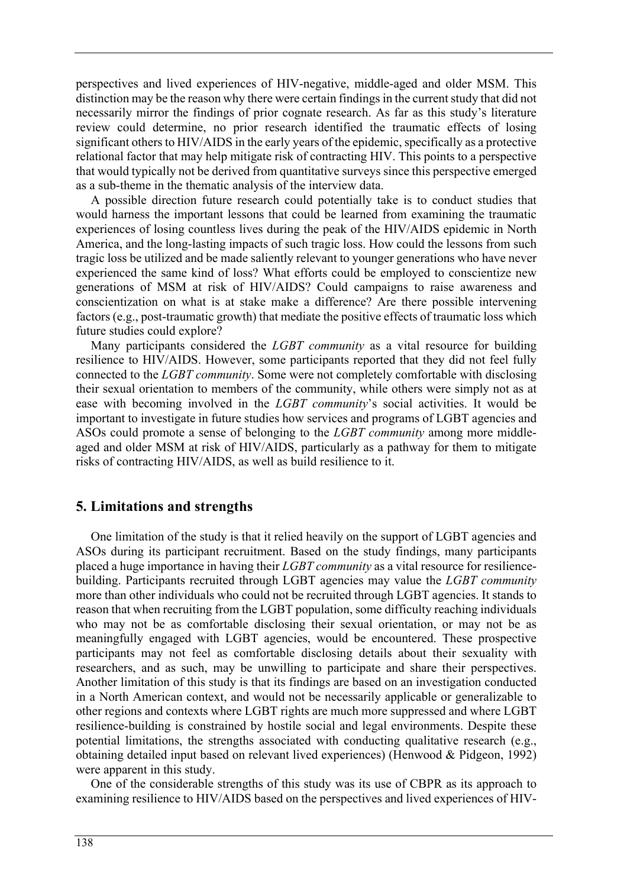perspectives and lived experiences of HIV-negative, middle-aged and older MSM. This distinction may be the reason why there were certain findings in the current study that did not necessarily mirror the findings of prior cognate research. As far as this study's literature review could determine, no prior research identified the traumatic effects of losing significant others to HIV/AIDS in the early years of the epidemic, specifically as a protective relational factor that may help mitigate risk of contracting HIV. This points to a perspective that would typically not be derived from quantitative surveys since this perspective emerged as a sub-theme in the thematic analysis of the interview data.

A possible direction future research could potentially take is to conduct studies that would harness the important lessons that could be learned from examining the traumatic experiences of losing countless lives during the peak of the HIV/AIDS epidemic in North America, and the long-lasting impacts of such tragic loss. How could the lessons from such tragic loss be utilized and be made saliently relevant to younger generations who have never experienced the same kind of loss? What efforts could be employed to conscientize new generations of MSM at risk of HIV/AIDS? Could campaigns to raise awareness and conscientization on what is at stake make a difference? Are there possible intervening factors (e.g., post-traumatic growth) that mediate the positive effects of traumatic loss which future studies could explore?

Many participants considered the *LGBT community* as a vital resource for building resilience to HIV/AIDS. However, some participants reported that they did not feel fully connected to the *LGBT community*. Some were not completely comfortable with disclosing their sexual orientation to members of the community, while others were simply not as at ease with becoming involved in the *LGBT community*'s social activities. It would be important to investigate in future studies how services and programs of LGBT agencies and ASOs could promote a sense of belonging to the *LGBT community* among more middle-aged and older MSM at risk of HIV/AIDS, particularly as a pathway for them to mitigate risks of contracting HIV/AIDS, as well as build resilience to it.

## 5. Limitations and strengths

One limitation of the study is that it relied heavily on the support of LGBT agencies and ASOs during its participant recruitment. Based on the study findings, many participants placed a huge importance in having their *LGBT community* as a vital resource for resilience-building. Participants recruited through LGBT agencies may value the *LGBT community* more than other individuals who could not be recruited through LGBT agencies. It stands to reason that when recruiting from the LGBT population, some difficulty reaching individuals who may not be as comfortable disclosing their sexual orientation, or may not be as meaningfully engaged with LGBT agencies, would be encountered. These prospective participants may not feel as comfortable disclosing details about their sexuality with researchers, and as such, may be unwilling to participate and share their perspectives. Another limitation of this study is that its findings are based on an investigation conducted in a North American context, and would not be necessarily applicable or generalizable to other regions and contexts where LGBT rights are much more suppressed and where LGBT resilience-building is constrained by hostile social and legal environments. Despite these potential limitations, the strengths associated with conducting qualitative research (e.g., obtaining detailed input based on relevant lived experiences) (Henwood & Pidgeon, 1992) were apparent in this study.

One of the considerable strengths of this study was its use of CBPR as its approach to examining resilience to HIV/AIDS based on the perspectives and lived experiences of HIV-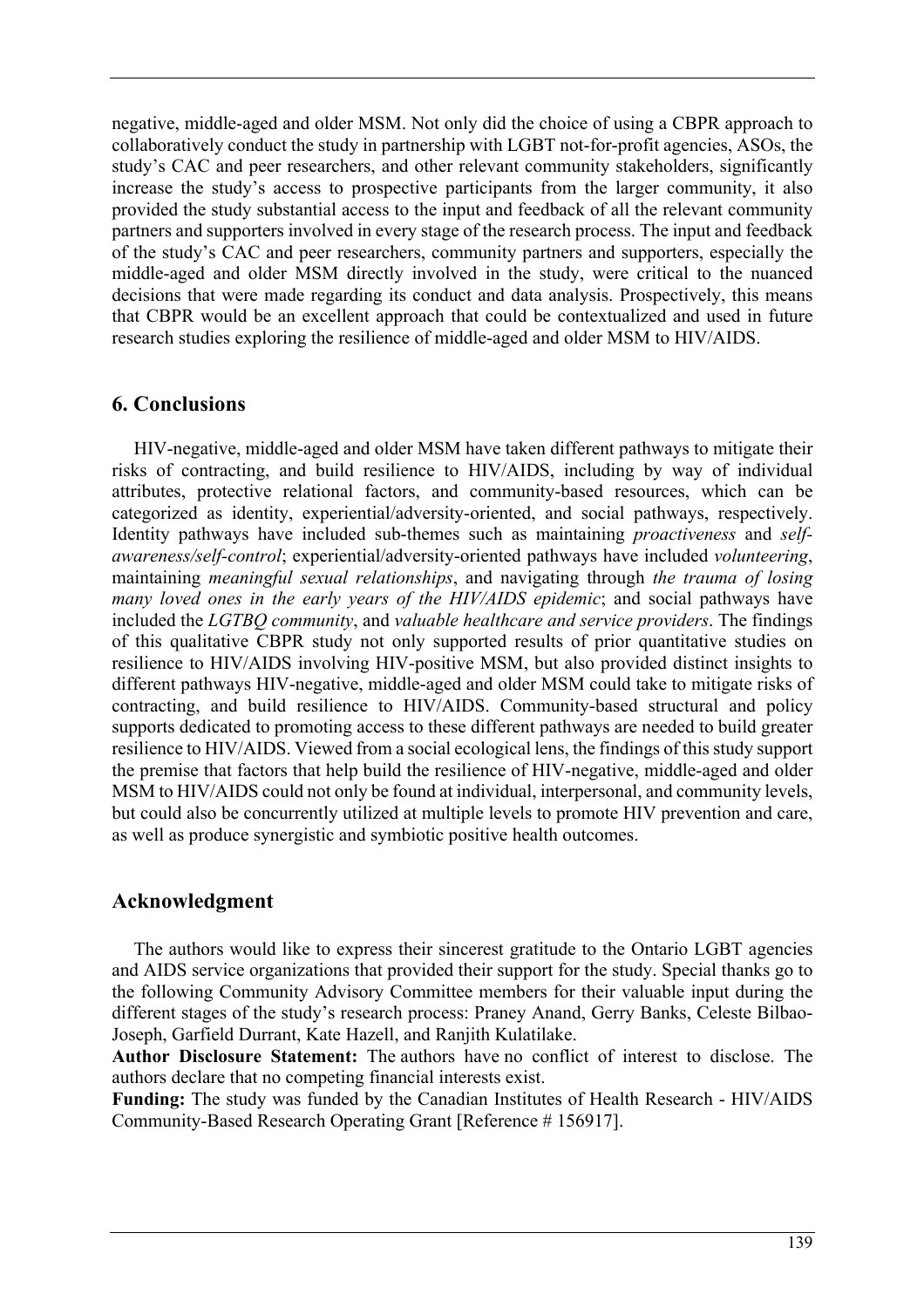negative, middle-aged and older MSM. Not only did the choice of using a CBPR approach to collaboratively conduct the study in partnership with LGBT not-for-profit agencies, ASOs, the study's CAC and peer researchers, and other relevant community stakeholders, significantly increase the study's access to prospective participants from the larger community, it also provided the study substantial access to the input and feedback of all the relevant community partners and supporters involved in every stage of the research process. The input and feedback of the study's CAC and peer researchers, community partners and supporters, especially the middle-aged and older MSM directly involved in the study, were critical to the nuanced decisions that were made regarding its conduct and data analysis. Prospectively, this means that CBPR would be an excellent approach that could be contextualized and used in future research studies exploring the resilience of middle-aged and older MSM to HIV/AIDS.

## 6. Conclusions

HIV-negative, middle-aged and older MSM have taken different pathways to mitigate their risks of contracting, and build resilience to HIV/AIDS, including by way of individual attributes, protective relational factors, and community-based resources, which can be categorized as identity, experiential/adversity-oriented, and social pathways, respectively. Identity pathways have included sub-themes such as maintaining *proactiveness* and *self-awareness/self-control*; experiential/adversity-oriented pathways have included *volunteering*, maintaining *meaningful sexual relationships*, and navigating through *the trauma of losing many loved ones in the early years of the HIV/AIDS epidemic*; and social pathways have included the *LGTBQ community*, and *valuable healthcare and service providers*. The findings of this qualitative CBPR study not only supported results of prior quantitative studies on resilience to HIV/AIDS involving HIV-positive MSM, but also provided distinct insights to different pathways HIV-negative, middle-aged and older MSM could take to mitigate risks of contracting, and build resilience to HIV/AIDS. Community-based structural and policy supports dedicated to promoting access to these different pathways are needed to build greater resilience to HIV/AIDS. Viewed from a social ecological lens, the findings of this study support the premise that factors that help build the resilience of HIV-negative, middle-aged and older MSM to HIV/AIDS could not only be found at individual, interpersonal, and community levels, but could also be concurrently utilized at multiple levels to promote HIV prevention and care, as well as produce synergistic and symbiotic positive health outcomes.

## Acknowledgment

The authors would like to express their sincerest gratitude to the Ontario LGBT agencies and AIDS service organizations that provided their support for the study. Special thanks go to the following Community Advisory Committee members for their valuable input during the different stages of the study's research process: Praney Anand, Gerry Banks, Celeste Bilbao-Joseph, Garfield Durrant, Kate Hazell, and Ranjith Kulatilake.

**Author Disclosure Statement:** The authors have no conflict of interest to disclose. The authors declare that no competing financial interests exist.

**Funding:** The study was funded by the Canadian Institutes of Health Research - HIV/AIDS Community-Based Research Operating Grant [Reference # 156917].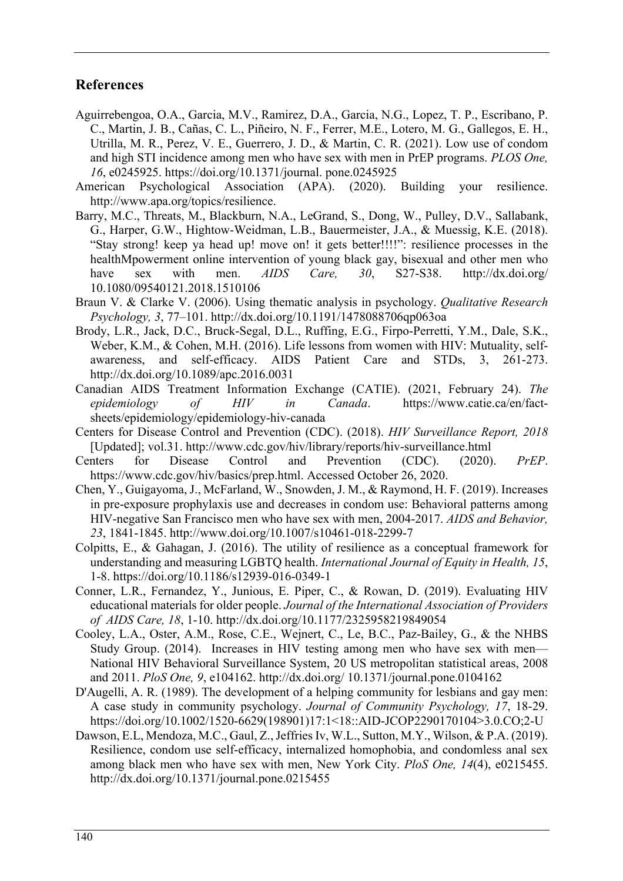## References

Aguirrebengoa, O.A., Garcia, M.V., Ramirez, D.A., Garcia, N.G., Lopez, T. P., Escribano, P. C., Martin, J. B., Cañas, C. L., Piñeiro, N. F., Ferrer, M.E., Lotero, M. G., Gallegos, E. H., Utrilla, M. R., Perez, V. E., Guerrero, J. D., & Martin, C. R. (2021). Low use of condom and high STI incidence among men who have sex with men in PrEP programs. *PLOS One, 16*, e0245925. https://doi.org/10.1371/journal. pone.0245925

American Psychological Association (APA). (2020). Building your resilience. http://www.apa.org/topics/resilience.

Barry, M.C., Threats, M., Blackburn, N.A., LeGrand, S., Dong, W., Pulley, D.V., Sallabank, G., Harper, G.W., Hightow-Weidman, L.B., Bauermeister, J.A., & Muessig, K.E. (2018). "Stay strong! keep ya head up! move on! it gets better!!!!": resilience processes in the healthMpowerment online intervention of young black gay, bisexual and other men who have sex with men. *AIDS Care, 30*, S27-S38. http://dx.doi.org/ 10.1080/09540121.2018.1510106

Braun V. & Clarke V. (2006). Using thematic analysis in psychology. *Qualitative Research Psychology, 3*, 77–101. http://dx.doi.org/10.1191/1478088706qp063oa

Brody, L.R., Jack, D.C., Bruck-Segal, D.L., Ruffing, E.G., Firpo-Perretti, Y.M., Dale, S.K., Weber, K.M., & Cohen, M.H. (2016). Life lessons from women with HIV: Mutuality, self-awareness, and self-efficacy. AIDS Patient Care and STDs, 3, 261-273. http://dx.doi.org/10.1089/apc.2016.0031

Canadian AIDS Treatment Information Exchange (CATIE). (2021, February 24). *The epidemiology of HIV in Canada*. https://www.catie.ca/en/fact-sheets/epidemiology/epidemiology-hiv-canada

Centers for Disease Control and Prevention (CDC). (2018). *HIV Surveillance Report, 2018* [Updated]; vol.31. http://www.cdc.gov/hiv/library/reports/hiv-surveillance.html

Centers for Disease Control and Prevention (CDC). (2020). *PrEP*. https://www.cdc.gov/hiv/basics/prep.html. Accessed October 26, 2020.

Chen, Y., Guigayoma, J., McFarland, W., Snowden, J. M., & Raymond, H. F. (2019). Increases in pre-exposure prophylaxis use and decreases in condom use: Behavioral patterns among HIV-negative San Francisco men who have sex with men, 2004-2017. *AIDS and Behavior, 23*, 1841-1845. http://www.doi.org/10.1007/s10461-018-2299-7

Colpitts, E., & Gahagan, J. (2016). The utility of resilience as a conceptual framework for understanding and measuring LGBTQ health. *International Journal of Equity in Health, 15*, 1-8. https://doi.org/10.1186/s12939-016-0349-1

Conner, L.R., Fernandez, Y., Junious, E. Piper, C., & Rowan, D. (2019). Evaluating HIV educational materials for older people. *Journal of the International Association of Providers of AIDS Care, 18*, 1-10. http://dx.doi.org/10.1177/2325958219849054

Cooley, L.A., Oster, A.M., Rose, C.E., Wejnert, C., Le, B.C., Paz-Bailey, G., & the NHBS Study Group. (2014). Increases in HIV testing among men who have sex with men—National HIV Behavioral Surveillance System, 20 US metropolitan statistical areas, 2008 and 2011. *PloS One, 9*, e104162. http://dx.doi.org/ 10.1371/journal.pone.0104162

D'Augelli, A. R. (1989). The development of a helping community for lesbians and gay men: A case study in community psychology. *Journal of Community Psychology, 17*, 18-29. https://doi.org/10.1002/1520-6629(198901)17:1<18::AID-JCOP2290170104>3.0.CO;2-U

Dawson, E.L, Mendoza, M.C., Gaul, Z., Jeffries Iv, W.L., Sutton, M.Y., Wilson, & P.A. (2019). Resilience, condom use self-efficacy, internalized homophobia, and condomless anal sex among black men who have sex with men, New York City. *PloS One, 14*(4), e0215455. http://dx.doi.org/10.1371/journal.pone.0215455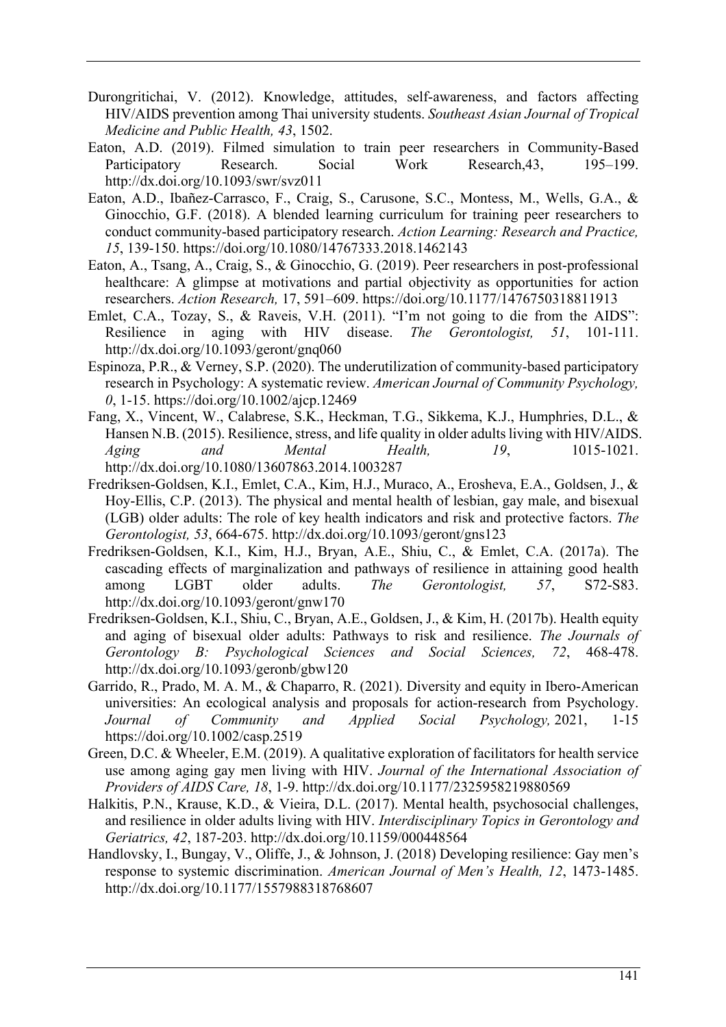Durongritichai, V. (2012). Knowledge, attitudes, self-awareness, and factors affecting HIV/AIDS prevention among Thai university students. *Southeast Asian Journal of Tropical Medicine and Public Health, 43*, 1502.

Eaton, A.D. (2019). Filmed simulation to train peer researchers in Community-Based Participatory Research. Social Work Research,43, 195–199. http://dx.doi.org/10.1093/swr/svz011

Eaton, A.D., Ibañez-Carrasco, F., Craig, S., Carusone, S.C., Montess, M., Wells, G.A., & Ginocchio, G.F. (2018). A blended learning curriculum for training peer researchers to conduct community-based participatory research. *Action Learning: Research and Practice, 15*, 139-150. https://doi.org/10.1080/14767333.2018.1462143

Eaton, A., Tsang, A., Craig, S., & Ginocchio, G. (2019). Peer researchers in post-professional healthcare: A glimpse at motivations and partial objectivity as opportunities for action researchers. *Action Research,* 17, 591–609. https://doi.org/10.1177/1476750318811913

Emlet, C.A., Tozay, S., & Raveis, V.H. (2011). "I'm not going to die from the AIDS": Resilience in aging with HIV disease. *The Gerontologist, 51*, 101-111. http://dx.doi.org/10.1093/geront/gnq060

Espinoza, P.R., & Verney, S.P. (2020). The underutilization of community-based participatory research in Psychology: A systematic review. *American Journal of Community Psychology, 0*, 1-15. https://doi.org/10.1002/ajcp.12469

Fang, X., Vincent, W., Calabrese, S.K., Heckman, T.G., Sikkema, K.J., Humphries, D.L., & Hansen N.B. (2015). Resilience, stress, and life quality in older adults living with HIV/AIDS. *Aging and Mental Health, 19*, 1015-1021. http://dx.doi.org/10.1080/13607863.2014.1003287

Fredriksen-Goldsen, K.I., Emlet, C.A., Kim, H.J., Muraco, A., Erosheva, E.A., Goldsen, J., & Hoy-Ellis, C.P. (2013). The physical and mental health of lesbian, gay male, and bisexual (LGB) older adults: The role of key health indicators and risk and protective factors. *The Gerontologist, 53*, 664-675. http://dx.doi.org/10.1093/geront/gns123

Fredriksen-Goldsen, K.I., Kim, H.J., Bryan, A.E., Shiu, C., & Emlet, C.A. (2017a). The cascading effects of marginalization and pathways of resilience in attaining good health among LGBT older adults. *The Gerontologist, 57*, S72-S83. http://dx.doi.org/10.1093/geront/gnw170

Fredriksen-Goldsen, K.I., Shiu, C., Bryan, A.E., Goldsen, J., & Kim, H. (2017b). Health equity and aging of bisexual older adults: Pathways to risk and resilience. *The Journals of Gerontology B: Psychological Sciences and Social Sciences, 72*, 468-478. http://dx.doi.org/10.1093/geronb/gbw120

Garrido, R., Prado, M. A. M., & Chaparro, R. (2021). Diversity and equity in Ibero-American universities: An ecological analysis and proposals for action-research from Psychology. *Journal of Community and Applied Social Psychology,* 2021, 1-15 https://doi.org/10.1002/casp.2519

Green, D.C. & Wheeler, E.M. (2019). A qualitative exploration of facilitators for health service use among aging gay men living with HIV. *Journal of the International Association of Providers of AIDS Care, 18*, 1-9. http://dx.doi.org/10.1177/2325958219880569

Halkitis, P.N., Krause, K.D., & Vieira, D.L. (2017). Mental health, psychosocial challenges, and resilience in older adults living with HIV. *Interdisciplinary Topics in Gerontology and Geriatrics, 42*, 187-203. http://dx.doi.org/10.1159/000448564

Handlovsky, I., Bungay, V., Oliffe, J., & Johnson, J. (2018) Developing resilience: Gay men's response to systemic discrimination. *American Journal of Men's Health, 12*, 1473-1485. http://dx.doi.org/10.1177/1557988318768607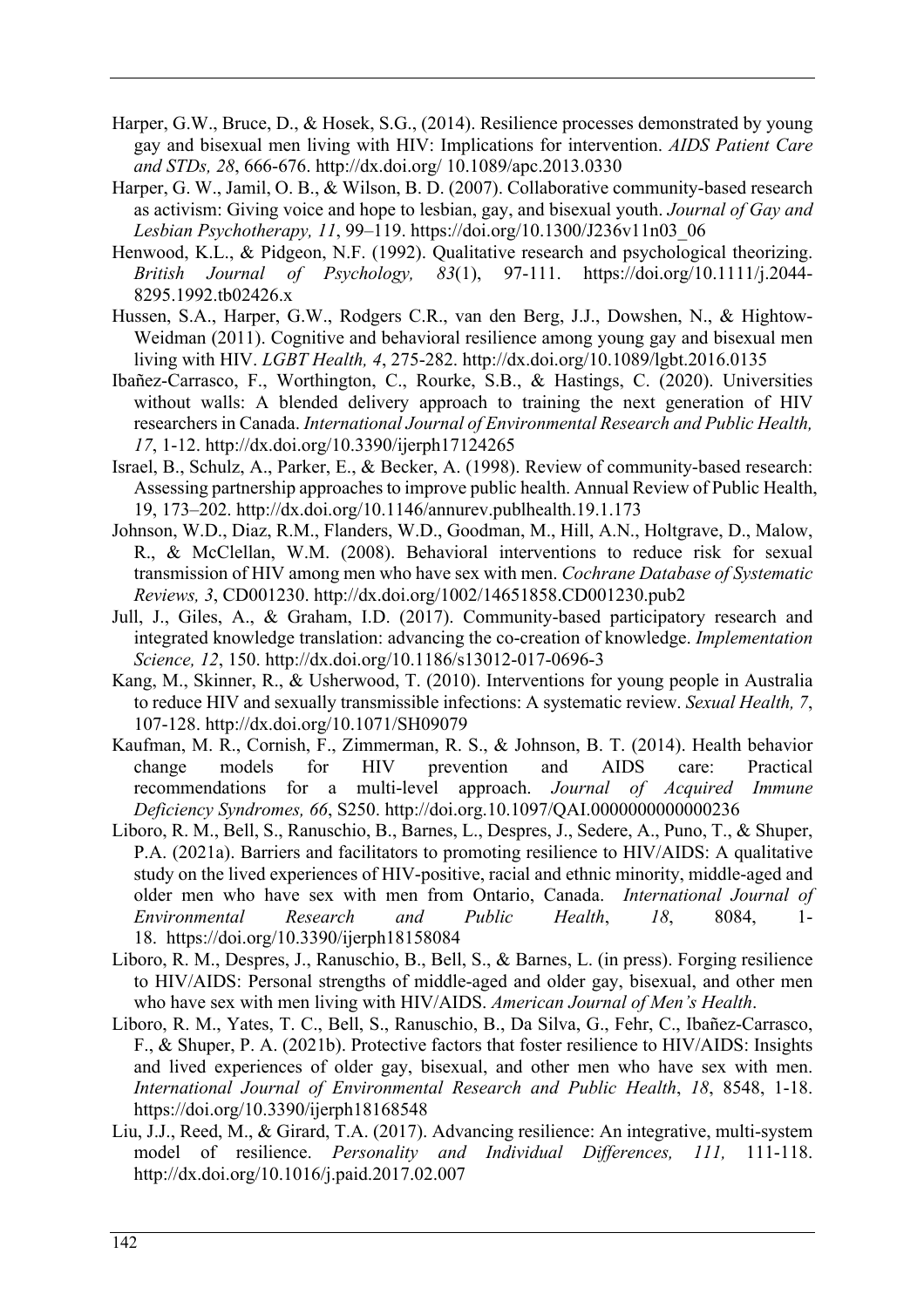Harper, G.W., Bruce, D., & Hosek, S.G., (2014). Resilience processes demonstrated by young gay and bisexual men living with HIV: Implications for intervention. *AIDS Patient Care and STDs, 28*, 666-676. http://dx.doi.org/ 10.1089/apc.2013.0330

Harper, G. W., Jamil, O. B., & Wilson, B. D. (2007). Collaborative community-based research as activism: Giving voice and hope to lesbian, gay, and bisexual youth. *Journal of Gay and Lesbian Psychotherapy, 11*, 99–119. https://doi.org/10.1300/J236v11n03_06

Henwood, K.L., & Pidgeon, N.F. (1992). Qualitative research and psychological theorizing. *British Journal of Psychology, 83*(1), 97-111. https://doi.org/10.1111/j.2044-8295.1992.tb02426.x

Hussen, S.A., Harper, G.W., Rodgers C.R., van den Berg, J.J., Dowshen, N., & Hightow-Weidman (2011). Cognitive and behavioral resilience among young gay and bisexual men living with HIV. *LGBT Health, 4*, 275-282. http://dx.doi.org/10.1089/lgbt.2016.0135

Ibañez-Carrasco, F., Worthington, C., Rourke, S.B., & Hastings, C. (2020). Universities without walls: A blended delivery approach to training the next generation of HIV researchers in Canada. *International Journal of Environmental Research and Public Health, 17*, 1-12. http://dx.doi.org/10.3390/ijerph17124265

Israel, B., Schulz, A., Parker, E., & Becker, A. (1998). Review of community-based research: Assessing partnership approaches to improve public health. Annual Review of Public Health, 19, 173–202. http://dx.doi.org/10.1146/annurev.publhealth.19.1.173

Johnson, W.D., Diaz, R.M., Flanders, W.D., Goodman, M., Hill, A.N., Holtgrave, D., Malow, R., & McClellan, W.M. (2008). Behavioral interventions to reduce risk for sexual transmission of HIV among men who have sex with men. *Cochrane Database of Systematic Reviews, 3*, CD001230. http://dx.doi.org/1002/14651858.CD001230.pub2

Jull, J., Giles, A., & Graham, I.D. (2017). Community-based participatory research and integrated knowledge translation: advancing the co-creation of knowledge. *Implementation Science, 12*, 150. http://dx.doi.org/10.1186/s13012-017-0696-3

Kang, M., Skinner, R., & Usherwood, T. (2010). Interventions for young people in Australia to reduce HIV and sexually transmissible infections: A systematic review. *Sexual Health, 7*, 107-128. http://dx.doi.org/10.1071/SH09079

Kaufman, M. R., Cornish, F., Zimmerman, R. S., & Johnson, B. T. (2014). Health behavior change models for HIV prevention and AIDS care: Practical recommendations for a multi-level approach. *Journal of Acquired Immune Deficiency Syndromes, 66*, S250. http://doi.org.10.1097/QAI.0000000000000236

Liboro, R. M., Bell, S., Ranuschio, B., Barnes, L., Despres, J., Sedere, A., Puno, T., & Shuper, P.A. (2021a). Barriers and facilitators to promoting resilience to HIV/AIDS: A qualitative study on the lived experiences of HIV-positive, racial and ethnic minority, middle-aged and older men who have sex with men from Ontario, Canada. *International Journal of Environmental Research and Public Health*, *18*, 8084, 1-18. https://doi.org/10.3390/ijerph18158084

Liboro, R. M., Despres, J., Ranuschio, B., Bell, S., & Barnes, L. (in press). Forging resilience to HIV/AIDS: Personal strengths of middle-aged and older gay, bisexual, and other men who have sex with men living with HIV/AIDS. *American Journal of Men's Health*.

Liboro, R. M., Yates, T. C., Bell, S., Ranuschio, B., Da Silva, G., Fehr, C., Ibañez-Carrasco, F., & Shuper, P. A. (2021b). Protective factors that foster resilience to HIV/AIDS: Insights and lived experiences of older gay, bisexual, and other men who have sex with men. *International Journal of Environmental Research and Public Health*, *18*, 8548, 1-18. https://doi.org/10.3390/ijerph18168548

Liu, J.J., Reed, M., & Girard, T.A. (2017). Advancing resilience: An integrative, multi-system model of resilience. *Personality and Individual Differences, 111,* 111-118. http://dx.doi.org/10.1016/j.paid.2017.02.007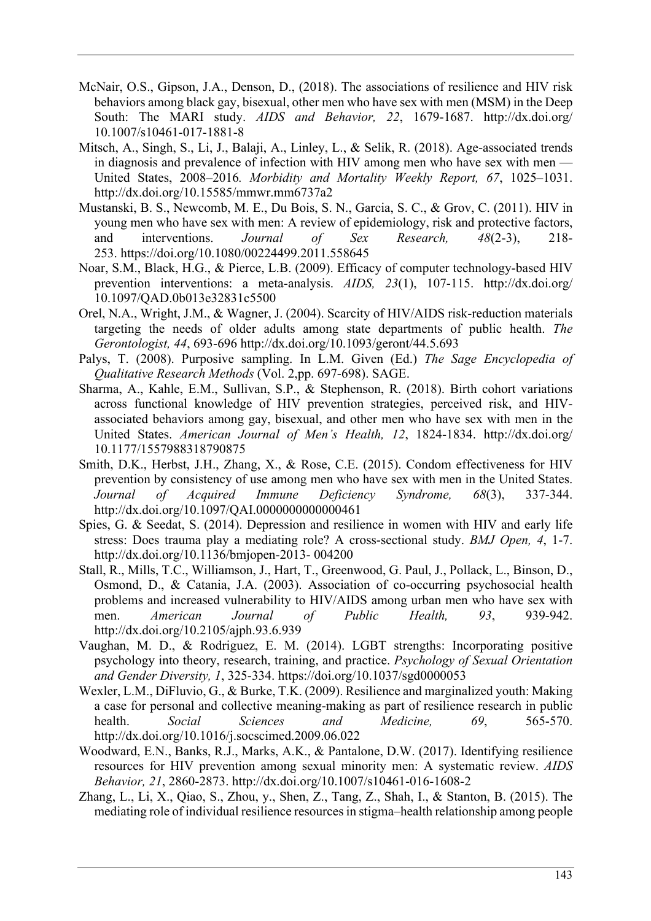McNair, O.S., Gipson, J.A., Denson, D., (2018). The associations of resilience and HIV risk behaviors among black gay, bisexual, other men who have sex with men (MSM) in the Deep South: The MARI study. *AIDS and Behavior, 22*, 1679-1687. http://dx.doi.org/10.1007/s10461-017-1881-8

Mitsch, A., Singh, S., Li, J., Balaji, A., Linley, L., & Selik, R. (2018). Age-associated trends in diagnosis and prevalence of infection with HIV among men who have sex with men — United States, 2008–2016. *Morbidity and Mortality Weekly Report, 67*, 1025–1031. http://dx.doi.org/10.15585/mmwr.mm6737a2

Mustanski, B. S., Newcomb, M. E., Du Bois, S. N., Garcia, S. C., & Grov, C. (2011). HIV in young men who have sex with men: A review of epidemiology, risk and protective factors, and interventions. *Journal of Sex Research, 48*(2-3), 218-253. https://doi.org/10.1080/00224499.2011.558645

Noar, S.M., Black, H.G., & Pierce, L.B. (2009). Efficacy of computer technology-based HIV prevention interventions: a meta-analysis. *AIDS, 23*(1), 107-115. http://dx.doi.org/10.1097/QAD.0b013e32831c5500

Orel, N.A., Wright, J.M., & Wagner, J. (2004). Scarcity of HIV/AIDS risk-reduction materials targeting the needs of older adults among state departments of public health. *The Gerontologist, 44*, 693-696 http://dx.doi.org/10.1093/geront/44.5.693

Palys, T. (2008). Purposive sampling. In L.M. Given (Ed.) *The Sage Encyclopedia of Qualitative Research Methods* (Vol. 2,pp. 697-698). SAGE.

Sharma, A., Kahle, E.M., Sullivan, S.P., & Stephenson, R. (2018). Birth cohort variations across functional knowledge of HIV prevention strategies, perceived risk, and HIV-associated behaviors among gay, bisexual, and other men who have sex with men in the United States. *American Journal of Men's Health, 12*, 1824-1834. http://dx.doi.org/10.1177/1557988318790875

Smith, D.K., Herbst, J.H., Zhang, X., & Rose, C.E. (2015). Condom effectiveness for HIV prevention by consistency of use among men who have sex with men in the United States. *Journal of Acquired Immune Deficiency Syndrome, 68*(3), 337-344. http://dx.doi.org/10.1097/QAI.0000000000000461

Spies, G. & Seedat, S. (2014). Depression and resilience in women with HIV and early life stress: Does trauma play a mediating role? A cross-sectional study. *BMJ Open, 4*, 1-7. http://dx.doi.org/10.1136/bmjopen-2013- 004200

Stall, R., Mills, T.C., Williamson, J., Hart, T., Greenwood, G. Paul, J., Pollack, L., Binson, D., Osmond, D., & Catania, J.A. (2003). Association of co-occurring psychosocial health problems and increased vulnerability to HIV/AIDS among urban men who have sex with men. *American Journal of Public Health, 93*, 939-942. http://dx.doi.org/10.2105/ajph.93.6.939

Vaughan, M. D., & Rodriguez, E. M. (2014). LGBT strengths: Incorporating positive psychology into theory, research, training, and practice. *Psychology of Sexual Orientation and Gender Diversity, 1*, 325-334. https://doi.org/10.1037/sgd0000053

Wexler, L.M., DiFluvio, G., & Burke, T.K. (2009). Resilience and marginalized youth: Making a case for personal and collective meaning-making as part of resilience research in public health. *Social Sciences and Medicine, 69*, 565-570. http://dx.doi.org/10.1016/j.socscimed.2009.06.022

Woodward, E.N., Banks, R.J., Marks, A.K., & Pantalone, D.W. (2017). Identifying resilience resources for HIV prevention among sexual minority men: A systematic review. *AIDS Behavior, 21*, 2860-2873. http://dx.doi.org/10.1007/s10461-016-1608-2

Zhang, L., Li, X., Qiao, S., Zhou, y., Shen, Z., Tang, Z., Shah, I., & Stanton, B. (2015). The mediating role of individual resilience resources in stigma–health relationship among people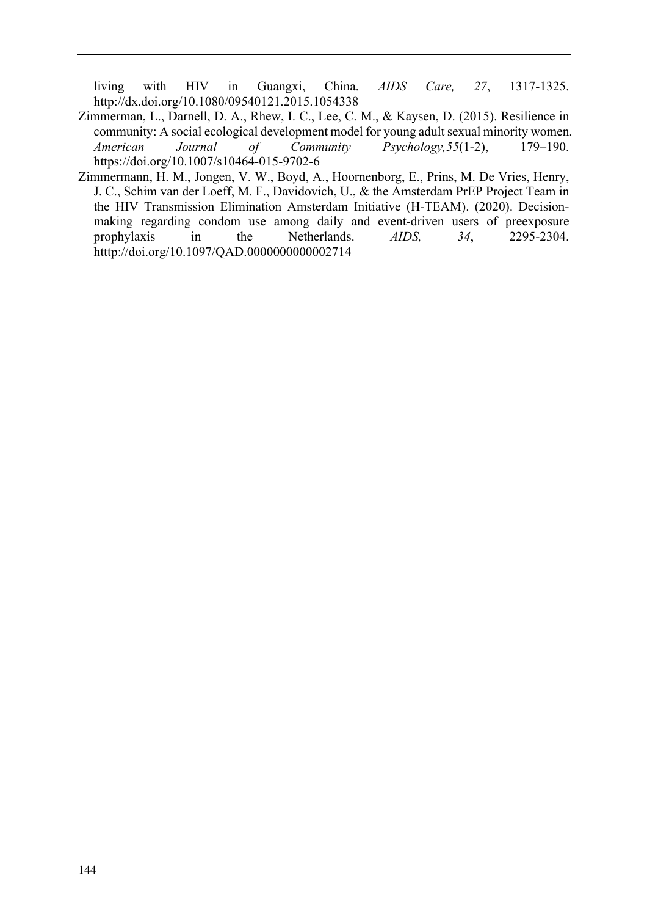living with HIV in Guangxi, China. *AIDS Care, 27*, 1317-1325. http://dx.doi.org/10.1080/09540121.2015.1054338

Zimmerman, L., Darnell, D. A., Rhew, I. C., Lee, C. M., & Kaysen, D. (2015). Resilience in community: A social ecological development model for young adult sexual minority women. *American Journal of Community Psychology,55*(1-2), 179–190. https://doi.org/10.1007/s10464-015-9702-6

Zimmermann, H. M., Jongen, V. W., Boyd, A., Hoornenborg, E., Prins, M. De Vries, Henry, J. C., Schim van der Loeff, M. F., Davidovich, U., & the Amsterdam PrEP Project Team in the HIV Transmission Elimination Amsterdam Initiative (H-TEAM). (2020). Decision-making regarding condom use among daily and event-driven users of preexposure prophylaxis in the Netherlands. *AIDS, 34*, 2295-2304. htttp://doi.org/10.1097/QAD.0000000000002714